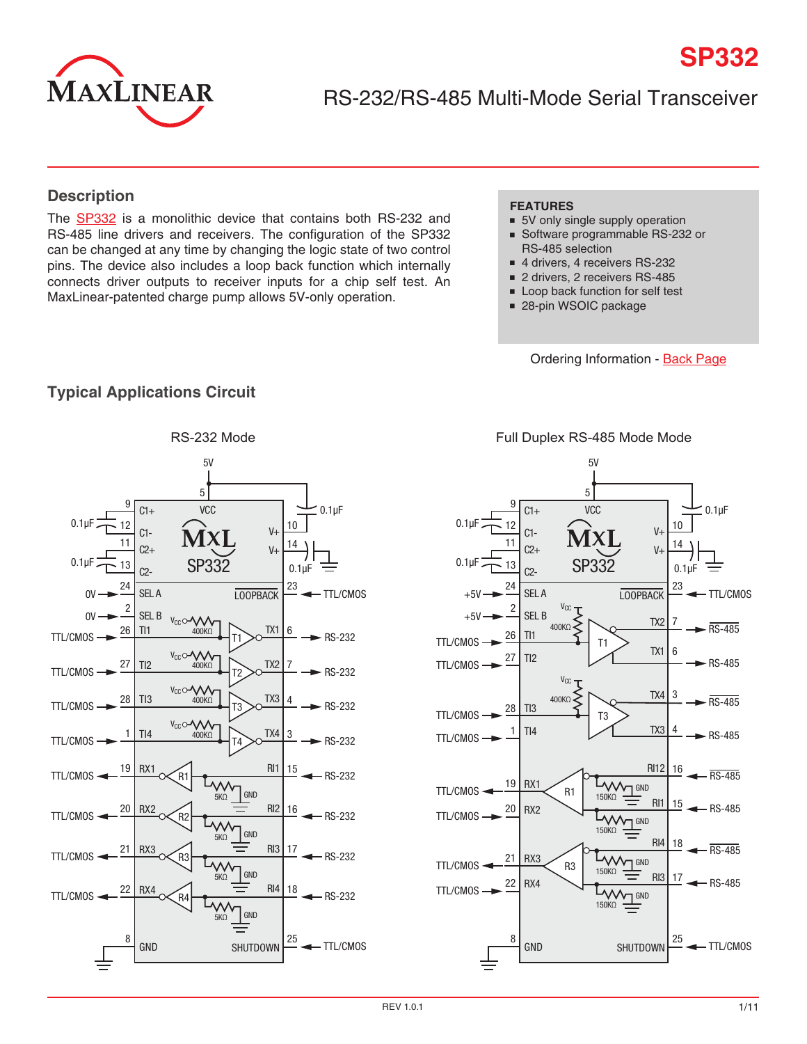# SP332

## RS-232/RS-485 Multi-Mode Serial Transceiver

## Description

The SP332 is a monolithic device that contains both RS-232 and RS-485 line drivers and receivers. The configuration of the SP332 can be changed at any time by changing the logic state of two control pins. The device also includes a loop back function which internally connects driver outputs to receiver inputs for a chip self test. An MaxLinear-patented charge pump allows 5V-only operation.

**FEATURES**

- 5V only single supply operation
- Software programmable RS-232 or RS-485 selection
- 4 drivers, 4 receivers RS-232
- 2 drivers, 2 receivers RS-485
- Loop back function for self test
- 28-pin WSOIC package

Ordering Information - Back Page

## Typical Applications Circuit

RS-232 Mode

Full Duplex RS-485 Mode Mode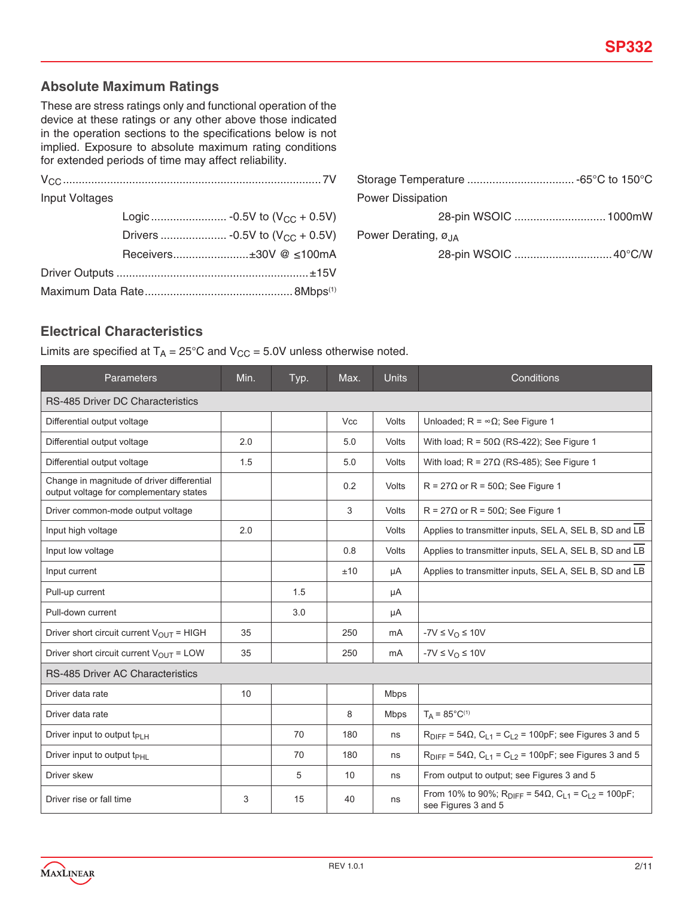## Absolute Maximum Ratings

These are stress ratings only and functional operation of the device at these ratings or any other above those indicated in the operation sections to the specifications below is not implied. Exposure to absolute maximum rating conditions for extended periods of time may affect reliability.

$V_{CC}$ ................................................................................ 7V

Input Voltages

- Logic ........................ -0.5V to ($V_{CC}$ + 0.5V)
- Drivers ..................... -0.5V to ($V_{CC}$ + 0.5V)
- Receivers ........................ ±30V @ ≤100mA

Driver Outputs ............................................................ ±15V

Maximum Data Rate .............................................. 8Mbps[1]

Storage Temperature .................................. -65°C to 150°C

Power Dissipation

- 28-pin WSOIC ............................ 1000mW

Power Derating, $ø_{JA}$

- 28-pin WSOIC .............................. 40°C/W

## Electrical Characteristics

Limits are specified at $T_A$ = 25°C and $V_{CC}$ = 5.0V unless otherwise noted.

| Parameters | Min. | Typ. | Max. | Units | Conditions |
|---|---|---|---|---|---|
| RS-485 Driver DC Characteristics | | | | | |
| Differential output voltage | | | Vcc | Volts | Unloaded; R = ∞Ω; See Figure 1 |
| Differential output voltage | 2.0 | | 5.0 | Volts | With load; R = 50Ω (RS-422); See Figure 1 |
| Differential output voltage | 1.5 | | 5.0 | Volts | With load; R = 27Ω (RS-485); See Figure 1 |
| Change in magnitude of driver differential output voltage for complementary states | | | 0.2 | Volts | R = 27Ω or R = 50Ω; See Figure 1 |
| Driver common-mode output voltage | | | 3 | Volts | R = 27Ω or R = 50Ω; See Figure 1 |
| Input high voltage | 2.0 | | | Volts | Applies to transmitter inputs, SEL A, SEL B, SD and $\overline{LB}$ |
| Input low voltage | | | 0.8 | Volts | Applies to transmitter inputs, SEL A, SEL B, SD and $\overline{LB}$ |
| Input current | | | ±10 | µA | Applies to transmitter inputs, SEL A, SEL B, SD and $\overline{LB}$ |
| Pull-up current | | 1.5 | | µA | |
| Pull-down current | | 3.0 | | µA | |
| Driver short circuit current $V_{OUT}$ = HIGH | 35 | | 250 | mA | -7V ≤ $V_O$ ≤ 10V |
| Driver short circuit current $V_{OUT}$ = LOW | 35 | | 250 | mA | -7V ≤ $V_O$ ≤ 10V |
| RS-485 Driver AC Characteristics | | | | | |
| Driver data rate | 10 | | | Mbps | |
| Driver data rate | | | 8 | Mbps | $T_A$ = 85°C[1] |
| Driver input to output $t_{PLH}$ | | 70 | 180 | ns | $R_{DIFF}$ = 54Ω, $C_{L1}$ = $C_{L2}$ = 100pF; see Figures 3 and 5 |
| Driver input to output $t_{PHL}$ | | 70 | 180 | ns | $R_{DIFF}$ = 54Ω, $C_{L1}$ = $C_{L2}$ = 100pF; see Figures 3 and 5 |
| Driver skew | | 5 | 10 | ns | From output to output; see Figures 3 and 5 |
| Driver rise or fall time | 3 | 15 | 40 | ns | From 10% to 90%; $R_{DIFF}$ = 54Ω, $C_{L1}$ = $C_{L2}$ = 100pF; see Figures 3 and 5 |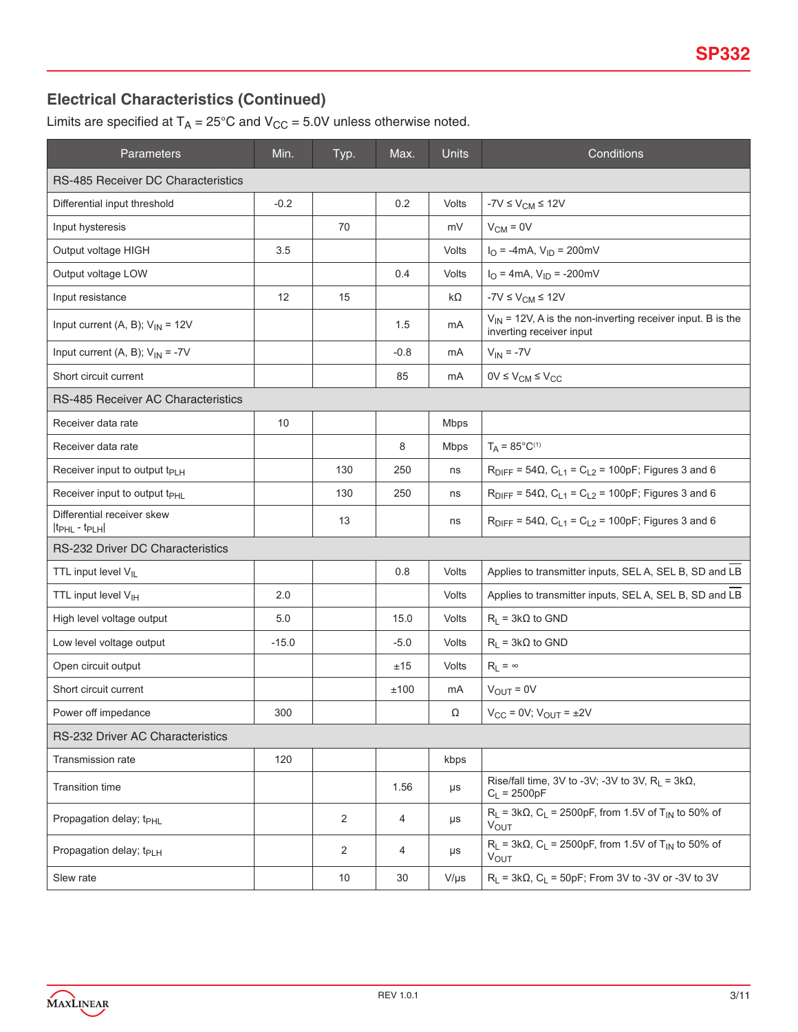## Electrical Characteristics (Continued)

Limits are specified at $T_A$ = 25°C and $V_{CC}$ = 5.0V unless otherwise noted.

| Parameters | Min. | Typ. | Max. | Units | Conditions |
|---|---|---|---|---|---|
| **RS-485 Receiver DC Characteristics** | | | | | |
| Differential input threshold | -0.2 | | 0.2 | Volts | -7V ≤ $V_{CM}$ ≤ 12V |
| Input hysteresis | | 70 | | mV | $V_{CM}$ = 0V |
| Output voltage HIGH | 3.5 | | | Volts | $I_O$ = -4mA, $V_{ID}$ = 200mV |
| Output voltage LOW | | | 0.4 | Volts | $I_O$ = 4mA, $V_{ID}$ = -200mV |
| Input resistance | 12 | 15 | | kΩ | -7V ≤ $V_{CM}$ ≤ 12V |
| Input current (A, B); $V_{IN}$ = 12V | | | 1.5 | mA | $V_{IN}$ = 12V, A is the non-inverting receiver input. B is the inverting receiver input |
| Input current (A, B); $V_{IN}$ = -7V | | | -0.8 | mA | $V_{IN}$ = -7V |
| Short circuit current | | | 85 | mA | 0V ≤ $V_{CM}$ ≤ $V_{CC}$ |
| **RS-485 Receiver AC Characteristics** | | | | | |
| Receiver data rate | 10 | | | Mbps | |
| Receiver data rate | | | 8 | Mbps | $T_A$ = 85°C[1] |
| Receiver input to output $t_{PLH}$ | | 130 | 250 | ns | $R_{DIFF}$ = 54Ω, $C_{L1}$ = $C_{L2}$ = 100pF; Figures 3 and 6 |
| Receiver input to output $t_{PHL}$ | | 130 | 250 | ns | $R_{DIFF}$ = 54Ω, $C_{L1}$ = $C_{L2}$ = 100pF; Figures 3 and 6 |
| Differential receiver skew $\|t_{PHL} - t_{PLH}\|$ | | 13 | | ns | $R_{DIFF}$ = 54Ω, $C_{L1}$ = $C_{L2}$ = 100pF; Figures 3 and 6 |
| **RS-232 Driver DC Characteristics** | | | | | |
| TTL input level $V_{IL}$ | | | 0.8 | Volts | Applies to transmitter inputs, SEL A, SEL B, SD and $\overline{LB}$ |
| TTL input level $V_{IH}$ | 2.0 | | | Volts | Applies to transmitter inputs, SEL A, SEL B, SD and $\overline{LB}$ |
| High level voltage output | 5.0 | | 15.0 | Volts | $R_L$ = 3kΩ to GND |
| Low level voltage output | -15.0 | | -5.0 | Volts | $R_L$ = 3kΩ to GND |
| Open circuit output | | | ±15 | Volts | $R_L$ = ∞ |
| Short circuit current | | | ±100 | mA | $V_{OUT}$ = 0V |
| Power off impedance | 300 | | | Ω | $V_{CC}$ = 0V; $V_{OUT}$ = ±2V |
| **RS-232 Driver AC Characteristics** | | | | | |
| Transmission rate | 120 | | | kbps | |
| Transition time | | | 1.56 | µs | Rise/fall time, 3V to -3V; -3V to 3V, $R_L$ = 3kΩ, $C_L$ = 2500pF |
| Propagation delay; $t_{PHL}$ | | 2 | 4 | µs | $R_L$ = 3kΩ, $C_L$ = 2500pF, from 1.5V of $T_{IN}$ to 50% of $V_{OUT}$ |
| Propagation delay; $t_{PLH}$ | | 2 | 4 | µs | $R_L$ = 3kΩ, $C_L$ = 2500pF, from 1.5V of $T_{IN}$ to 50% of $V_{OUT}$ |
| Slew rate | | 10 | 30 | V/µs | $R_L$ = 3kΩ, $C_L$ = 50pF; From 3V to -3V or -3V to 3V |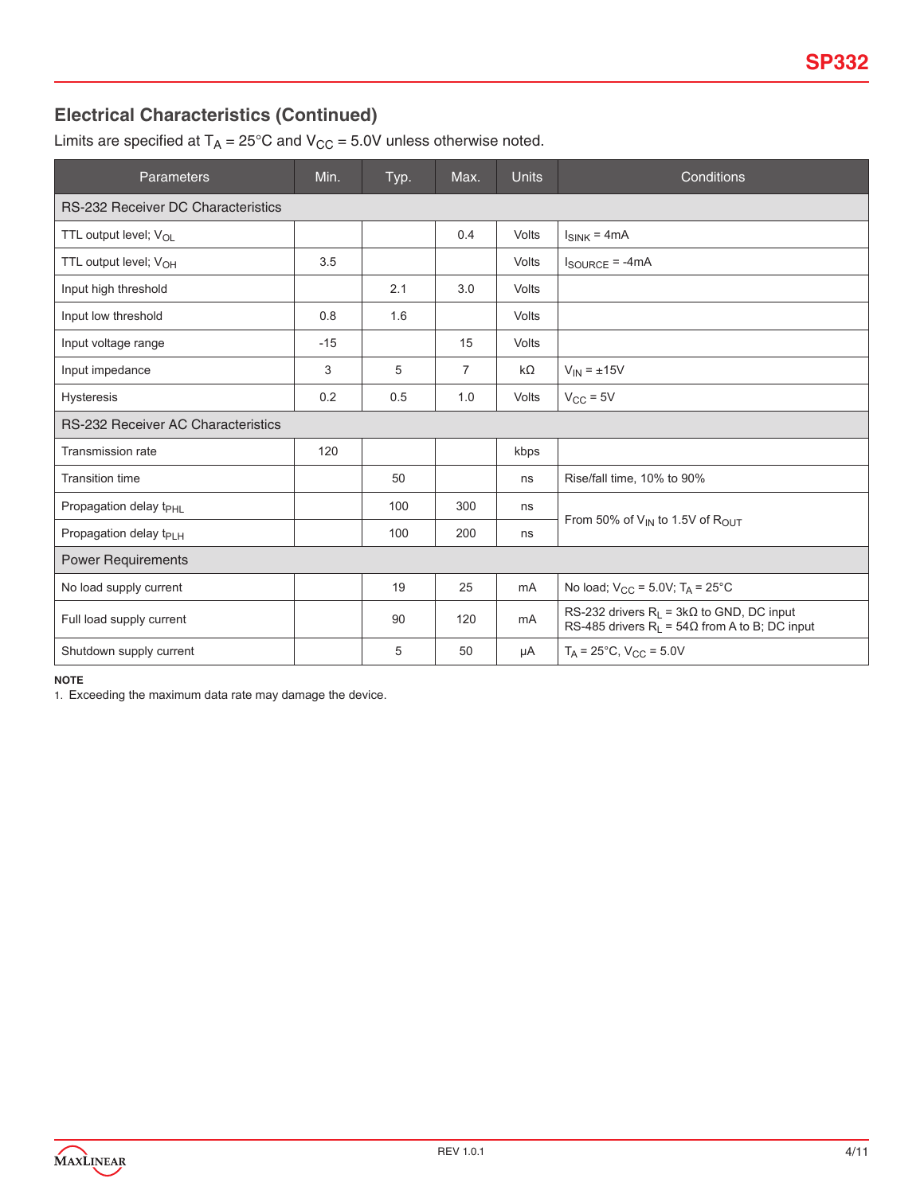## Electrical Characteristics (Continued)

Limits are specified at $T_A$ = 25°C and $V_{CC}$ = 5.0V unless otherwise noted.

| Parameters | Min. | Typ. | Max. | Units | Conditions |
|---|---|---|---|---|---|
| RS-232 Receiver DC Characteristics | | | | | |
| TTL output level; $V_{OL}$ | | | 0.4 | Volts | $I_{SINK}$ = 4mA |
| TTL output level; $V_{OH}$ | 3.5 | | | Volts | $I_{SOURCE}$ = -4mA |
| Input high threshold | | 2.1 | 3.0 | Volts | |
| Input low threshold | 0.8 | 1.6 | | Volts | |
| Input voltage range | -15 | | 15 | Volts | |
| Input impedance | 3 | 5 | 7 | kΩ | $V_{IN}$ = ±15V |
| Hysteresis | 0.2 | 0.5 | 1.0 | Volts | $V_{CC}$ = 5V |
| RS-232 Receiver AC Characteristics | | | | | |
| Transmission rate | 120 | | | kbps | |
| Transition time | | 50 | | ns | Rise/fall time, 10% to 90% |
| Propagation delay $t_{PHL}$ | | 100 | 300 | ns | From 50% of $V_{IN}$ to 1.5V of $R_{OUT}$ |
| Propagation delay $t_{PLH}$ | | 100 | 200 | ns | From 50% of $V_{IN}$ to 1.5V of $R_{OUT}$ |
| Power Requirements | | | | | |
| No load supply current | | 19 | 25 | mA | No load; $V_{CC}$ = 5.0V; $T_A$ = 25°C |
| Full load supply current | | 90 | 120 | mA | RS-232 drivers $R_L$ = 3kΩ to GND, DC input<br>RS-485 drivers $R_L$ = 54Ω from A to B; DC input |
| Shutdown supply current | | 5 | 50 | µA | $T_A$ = 25°C, $V_{CC}$ = 5.0V |

**NOTE**

1. Exceeding the maximum data rate may damage the device.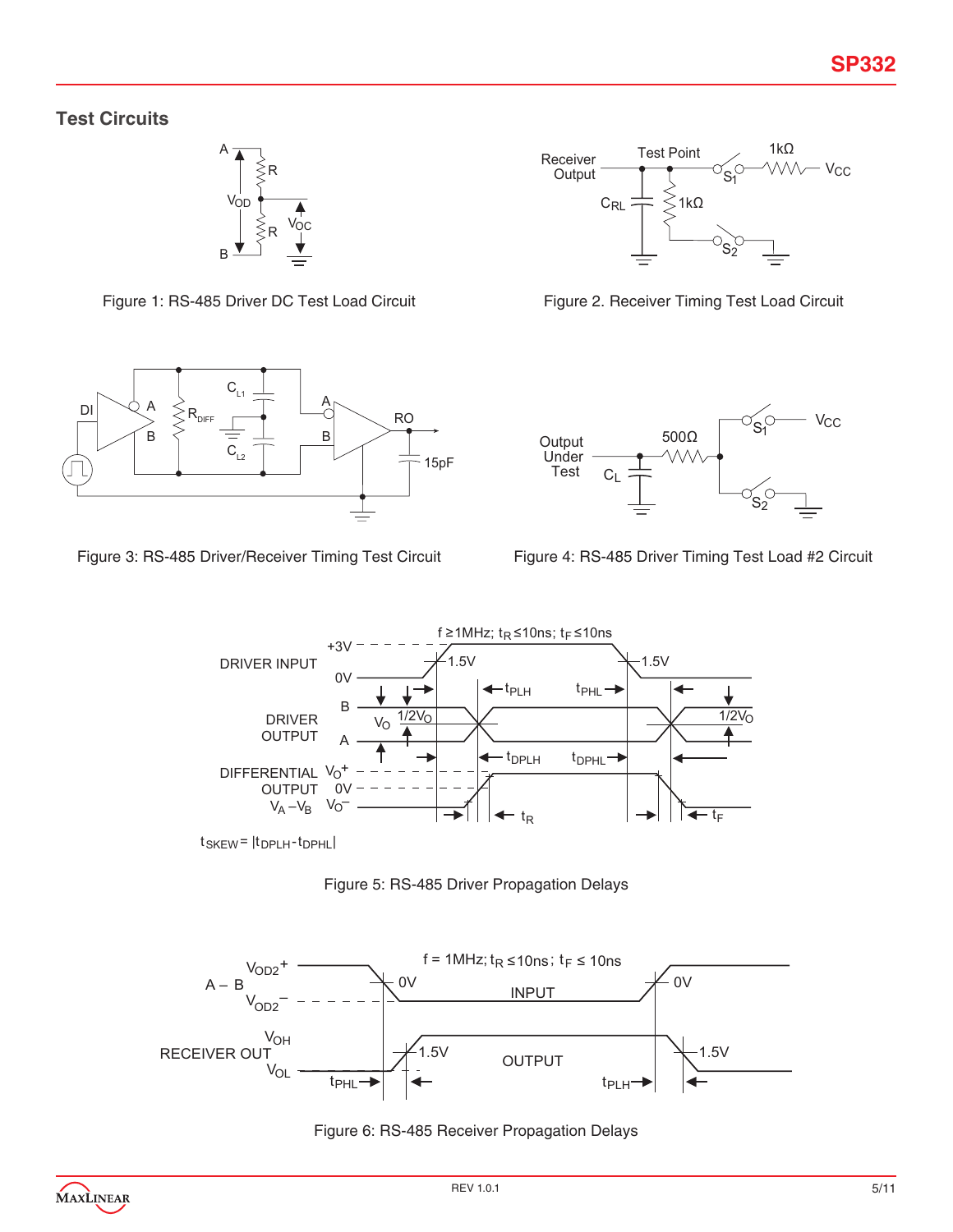## Test Circuits

Figure 1: RS-485 Driver DC Test Load Circuit

Figure 2. Receiver Timing Test Load Circuit

Figure 3: RS-485 Driver/Receiver Timing Test Circuit

Figure 4: RS-485 Driver Timing Test Load #2 Circuit

$t_{SKEW} = |t_{DPLH} - t_{DPHL}|$

Figure 5: RS-485 Driver Propagation Delays

Figure 6: RS-485 Receiver Propagation Delays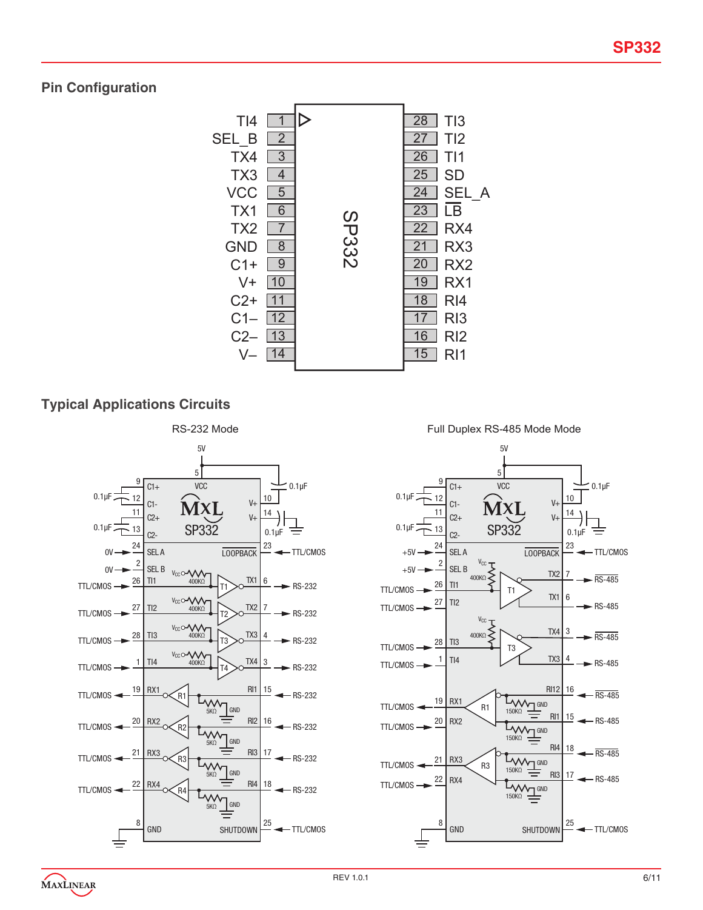## Pin Configuration

| Pin | Name | | Pin | Name |
|---|---|---|---|---|
| 1 | TI4 | | 28 | TI3 |
| 2 | SEL_B | | 27 | TI2 |
| 3 | TX4 | | 26 | TI1 |
| 4 | TX3 | | 25 | SD |
| 5 | VCC | | 24 | SEL_A |
| 6 | TX1 | | 23 | $\overline{LB}$ |
| 7 | TX2 | | 22 | RX4 |
| 8 | GND | | 21 | RX3 |
| 9 | C1+ | | 20 | RX2 |
| 10 | V+ | | 19 | RX1 |
| 11 | C2+ | | 18 | RI4 |
| 12 | C1– | | 17 | RI3 |
| 13 | C2– | | 16 | RI2 |
| 14 | V– | | 15 | RI1 |

## Typical Applications Circuits

RS-232 Mode

Full Duplex RS-485 Mode Mode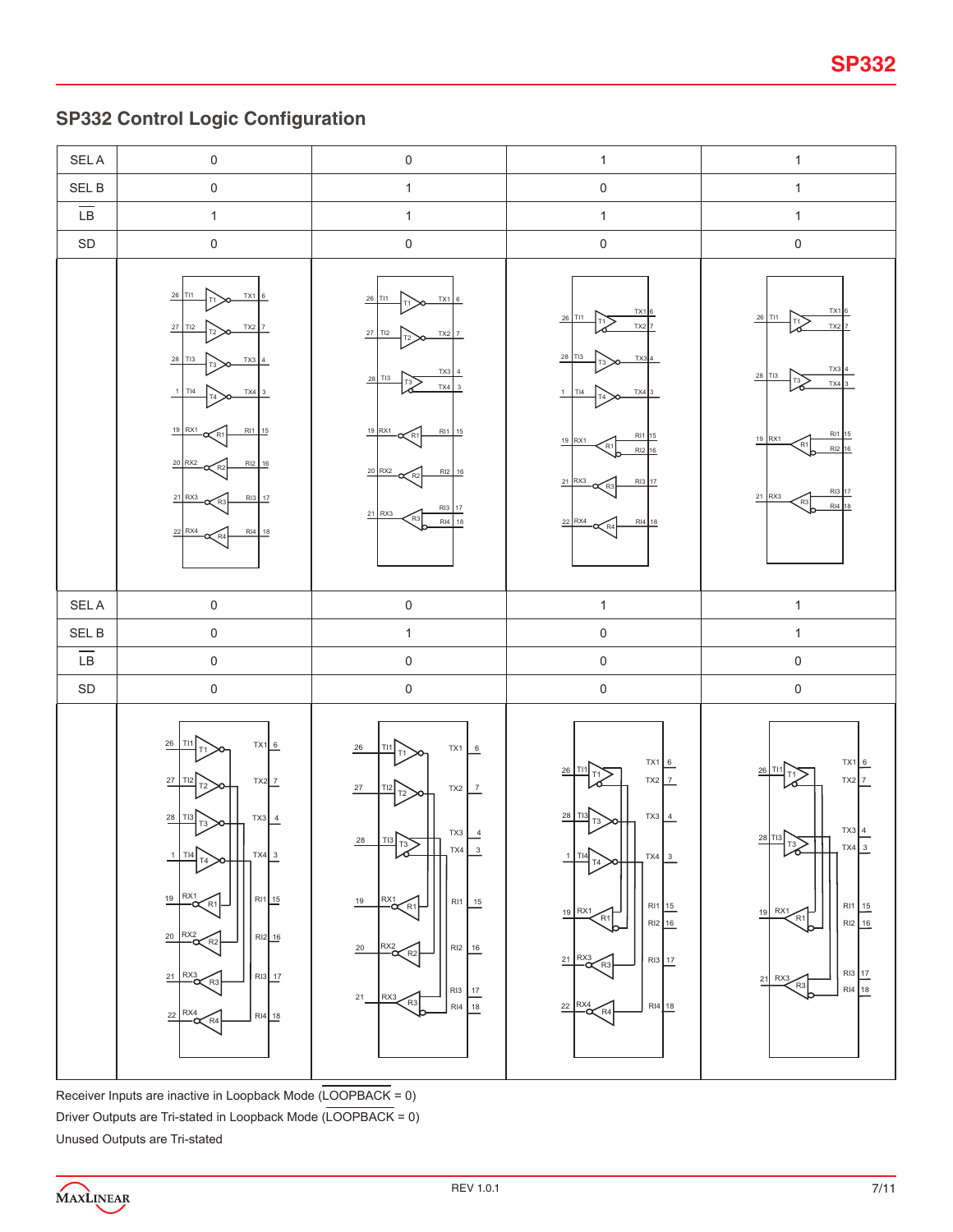## SP332 Control Logic Configuration

| SEL A | 0 | 0 | 1 | 1 |
|---|---|---|---|---|
| SEL B | 0 | 1 | 0 | 1 |
| $\overline{LB}$ | 1 | 1 | 1 | 1 |
| SD | 0 | 0 | 0 | 0 |

| SEL A | 0 | 0 | 1 | 1 |
|---|---|---|---|---|
| SEL B | 0 | 1 | 0 | 1 |
| $\overline{LB}$ | 0 | 0 | 0 | 0 |
| SD | 0 | 0 | 0 | 0 |

Receiver Inputs are inactive in Loopback Mode ($\overline{LOOPBACK}$ = 0)

Driver Outputs are Tri-stated in Loopback Mode ($\overline{LOOPBACK}$ = 0)

Unused Outputs are Tri-stated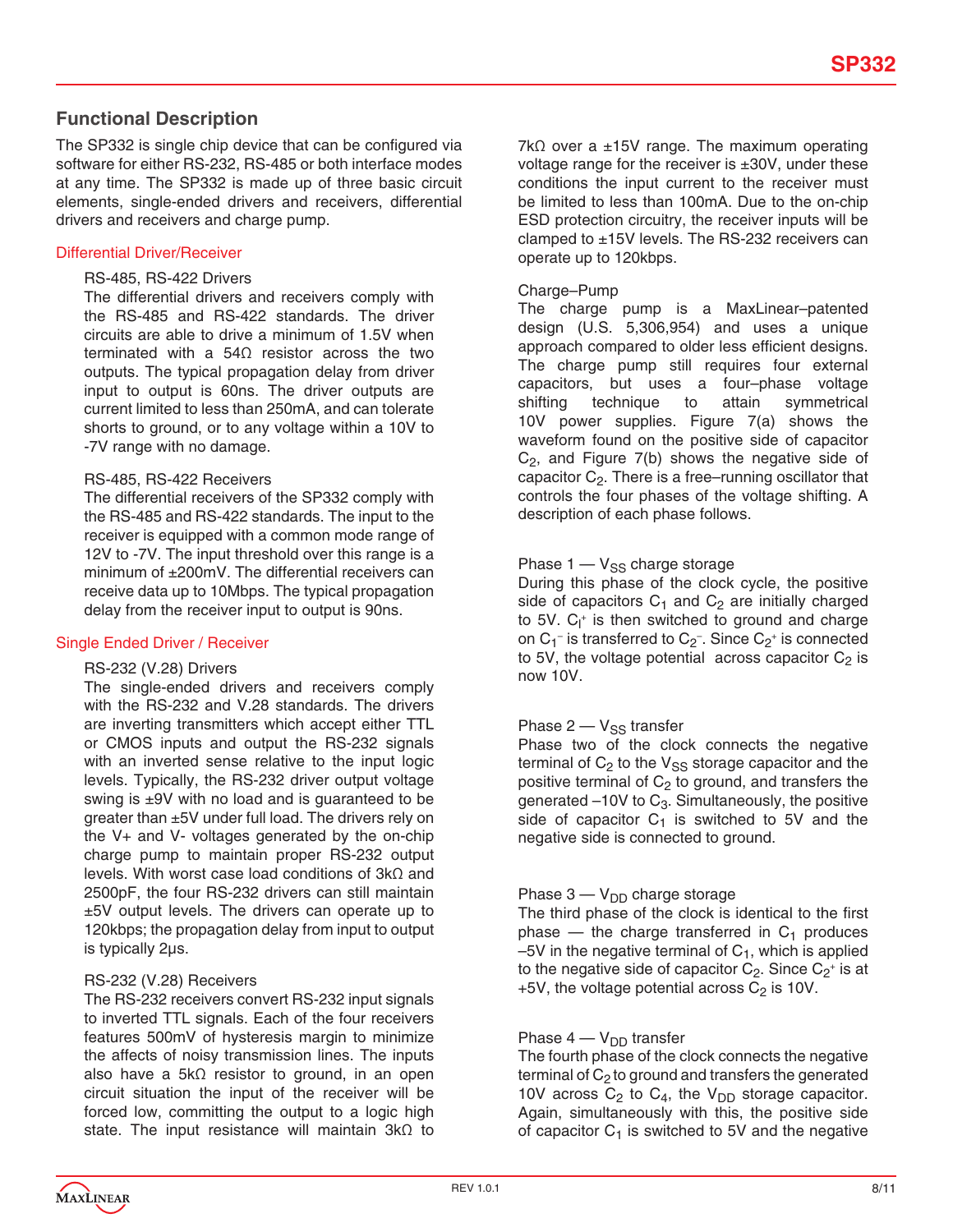## Functional Description

The SP332 is single chip device that can be configured via software for either RS-232, RS-485 or both interface modes at any time. The SP332 is made up of three basic circuit elements, single-ended drivers and receivers, differential drivers and receivers and charge pump.

### Differential Driver/Receiver

#### RS-485, RS-422 Drivers

The differential drivers and receivers comply with the RS-485 and RS-422 standards. The driver circuits are able to drive a minimum of 1.5V when terminated with a 54Ω resistor across the two outputs. The typical propagation delay from driver input to output is 60ns. The driver outputs are current limited to less than 250mA, and can tolerate shorts to ground, or to any voltage within a 10V to -7V range with no damage.

#### RS-485, RS-422 Receivers

The differential receivers of the SP332 comply with the RS-485 and RS-422 standards. The input to the receiver is equipped with a common mode range of 12V to -7V. The input threshold over this range is a minimum of ±200mV. The differential receivers can receive data up to 10Mbps. The typical propagation delay from the receiver input to output is 90ns.

### Single Ended Driver / Receiver

#### RS-232 (V.28) Drivers

The single-ended drivers and receivers comply with the RS-232 and V.28 standards. The drivers are inverting transmitters which accept either TTL or CMOS inputs and output the RS-232 signals with an inverted sense relative to the input logic levels. Typically, the RS-232 driver output voltage swing is ±9V with no load and is guaranteed to be greater than ±5V under full load. The drivers rely on the V+ and V- voltages generated by the on-chip charge pump to maintain proper RS-232 output levels. With worst case load conditions of 3kΩ and 2500pF, the four RS-232 drivers can still maintain ±5V output levels. The drivers can operate up to 120kbps; the propagation delay from input to output is typically 2µs.

#### RS-232 (V.28) Receivers

The RS-232 receivers convert RS-232 input signals to inverted TTL signals. Each of the four receivers features 500mV of hysteresis margin to minimize the affects of noisy transmission lines. The inputs also have a 5kΩ resistor to ground, in an open circuit situation the input of the receiver will be forced low, committing the output to a logic high state. The input resistance will maintain 3kΩ to 7kΩ over a ±15V range. The maximum operating voltage range for the receiver is ±30V, under these conditions the input current to the receiver must be limited to less than 100mA. Due to the on-chip ESD protection circuitry, the receiver inputs will be clamped to ±15V levels. The RS-232 receivers can operate up to 120kbps.

#### Charge–Pump

The charge pump is a MaxLinear–patented design (U.S. 5,306,954) and uses a unique approach compared to older less efficient designs. The charge pump still requires four external capacitors, but uses a four–phase voltage shifting technique to attain symmetrical 10V power supplies. Figure 7(a) shows the waveform found on the positive side of capacitor $C_2$, and Figure 7(b) shows the negative side of capacitor $C_2$. There is a free–running oscillator that controls the four phases of the voltage shifting. A description of each phase follows.

#### Phase 1 — $V_{SS}$ charge storage

During this phase of the clock cycle, the positive side of capacitors $C_1$ and $C_2$ are initially charged to 5V. $C_l^+$ is then switched to ground and charge on $C_1^-$ is transferred to $C_2^-$. Since $C_2^+$ is connected to 5V, the voltage potential across capacitor $C_2$ is now 10V.

#### Phase 2 — $V_{SS}$ transfer

Phase two of the clock connects the negative terminal of $C_2$ to the $V_{SS}$ storage capacitor and the positive terminal of $C_2$ to ground, and transfers the generated –10V to $C_3$. Simultaneously, the positive side of capacitor $C_1$ is switched to 5V and the negative side is connected to ground.

#### Phase 3 — $V_{DD}$ charge storage

The third phase of the clock is identical to the first phase — the charge transferred in $C_1$ produces –5V in the negative terminal of $C_1$, which is applied to the negative side of capacitor $C_2$. Since $C_2^+$ is at +5V, the voltage potential across $C_2$ is 10V.

#### Phase 4 — $V_{DD}$ transfer

The fourth phase of the clock connects the negative terminal of $C_2$ to ground and transfers the generated 10V across $C_2$ to $C_4$, the $V_{DD}$ storage capacitor. Again, simultaneously with this, the positive side of capacitor $C_1$ is switched to 5V and the negative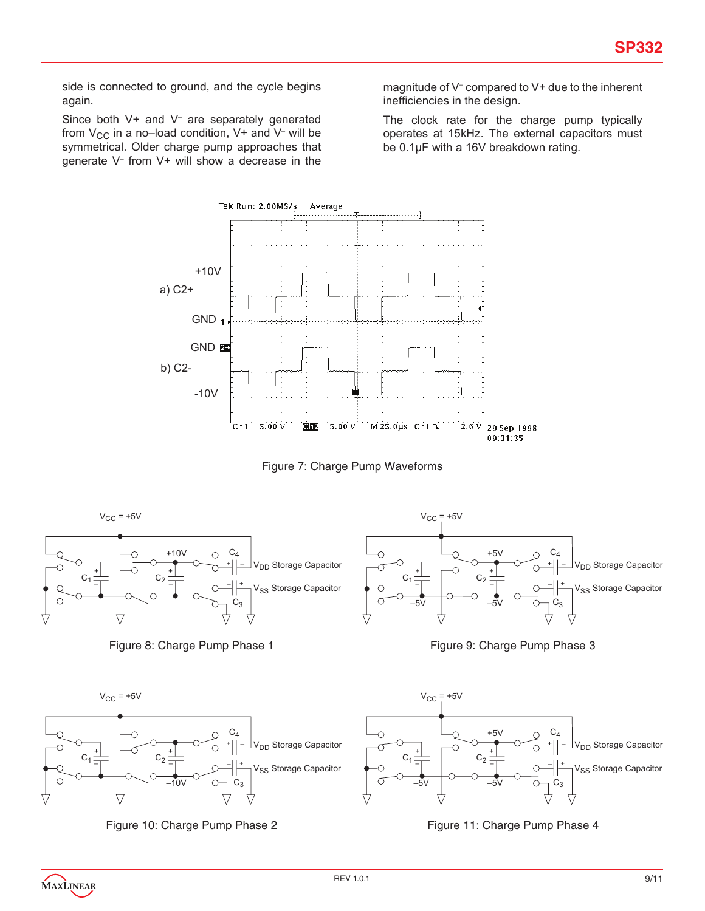side is connected to ground, and the cycle begins again.

Since both V+ and V⁻ are separately generated from $V_{CC}$ in a no–load condition, V+ and V⁻ will be symmetrical. Older charge pump approaches that generate V⁻ from V+ will show a decrease in the magnitude of V⁻ compared to V+ due to the inherent inefficiencies in the design.

The clock rate for the charge pump typically operates at 15kHz. The external capacitors must be 0.1µF with a 16V breakdown rating.

Figure 7: Charge Pump Waveforms

Figure 8: Charge Pump Phase 1

Figure 9: Charge Pump Phase 3

Figure 10: Charge Pump Phase 2

Figure 11: Charge Pump Phase 4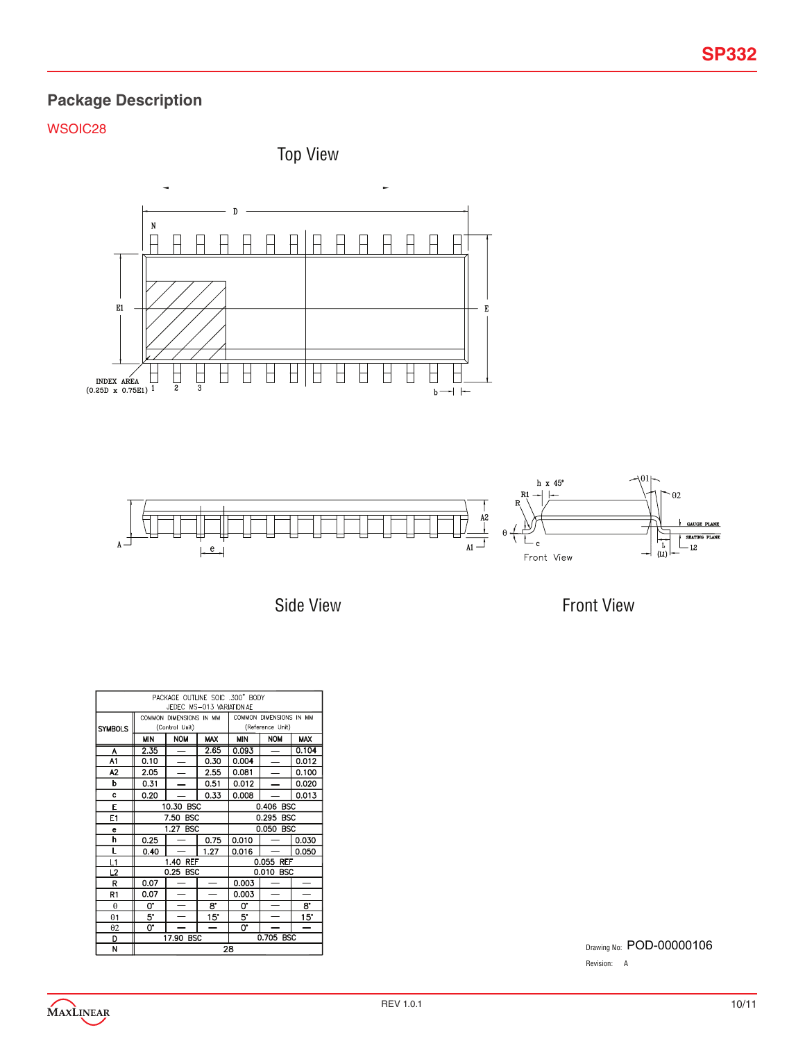## Package Description

WSOIC28

Top View

Side View

Front View

| PACKAGE OUTLINE SOIC .300" BODY JEDEC MS–013 VARIATION AE | | | | | | |
|---|---|---|---|---|---|---|
| SYMBOLS | COMMON DIMENSIONS IN MM (Control Unit) | | | COMMON DIMENSIONS IN MM (Reference Unit) | | |
| | MIN | NOM | MAX | MIN | NOM | MAX |
| A | 2.35 | — | 2.65 | 0.093 | — | 0.104 |
| A1 | 0.10 | — | 0.30 | 0.004 | — | 0.012 |
| A2 | 2.05 | — | 2.55 | 0.081 | — | 0.100 |
| b | 0.31 | — | 0.51 | 0.012 | — | 0.020 |
| c | 0.20 | — | 0.33 | 0.008 | — | 0.013 |
| E | 10.30 BSC | | | 0.406 BSC | | |
| E1 | 7.50 BSC | | | 0.295 BSC | | |
| e | 1.27 BSC | | | 0.050 BSC | | |
| h | 0.25 | — | 0.75 | 0.010 | — | 0.030 |
| L | 0.40 | — | 1.27 | 0.016 | — | 0.050 |
| L1 | 1.40 REF | | | 0.055 REF | | |
| L2 | 0.25 BSC | | | 0.010 BSC | | |
| R | 0.07 | — | — | 0.003 | — | — |
| R1 | 0.07 | — | — | 0.003 | — | — |
| θ | 0° | — | 8° | 0° | — | 8° |
| θ1 | 5° | — | 15° | 5° | — | 15° |
| θ2 | 0° | — | — | 0° | — | — |
| D | 17.90 BSC | | | 0.705 BSC | | |
| N | 28 | | | | | |

Drawing No: POD-00000106

Revision: A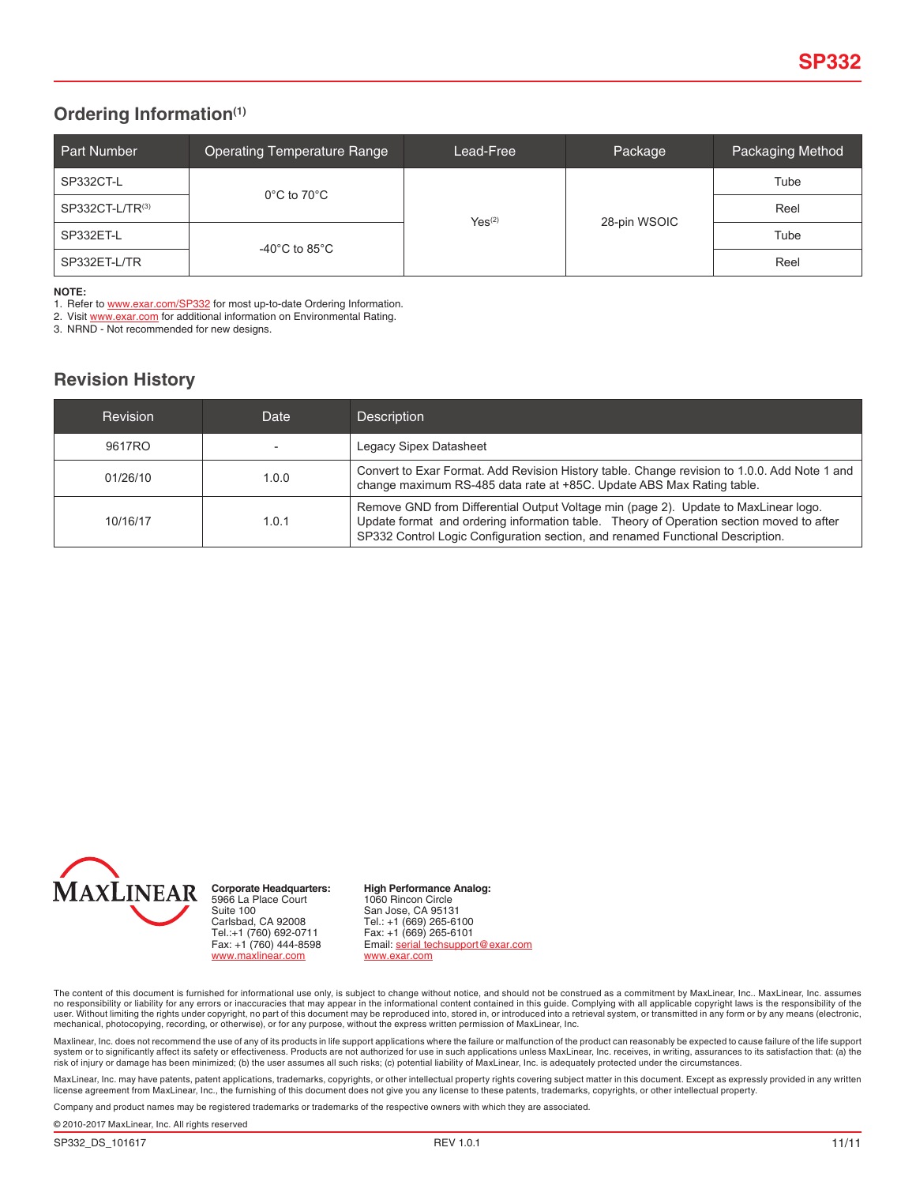## Ordering Information[1]

| Part Number | Operating Temperature Range | Lead-Free | Package | Packaging Method |
|---|---|---|---|---|
| SP332CT-L | 0°C to 70°C | Yes[2] | 28-pin WSOIC | Tube |
| SP332CT-L/TR[3] | | | | Reel |
| SP332ET-L | -40°C to 85°C | | | Tube |
| SP332ET-L/TR | | | | Reel |

**NOTE:**
1. Refer to www.exar.com/SP332 for most up-to-date Ordering Information.
2. Visit www.exar.com for additional information on Environmental Rating.
3. NRND - Not recommended for new designs.

## Revision History

| Revision | Date | Description |
|---|---|---|
| 9617RO | - | Legacy Sipex Datasheet |
| 01/26/10 | 1.0.0 | Convert to Exar Format. Add Revision History table. Change revision to 1.0.0. Add Note 1 and change maximum RS-485 data rate at +85C. Update ABS Max Rating table. |
| 10/16/17 | 1.0.1 | Remove GND from Differential Output Voltage min (page 2). Update to MaxLinear logo. Update format and ordering information table. Theory of Operation section moved to after SP332 Control Logic Configuration section, and renamed Functional Description. |

MAXLINEAR

**Corporate Headquarters:**
5966 La Place Court
Suite 100
Carlsbad, CA 92008
Tel.:+1 (760) 692-0711
Fax: +1 (760) 444-8598
www.maxlinear.com

**High Performance Analog:**
1060 Rincon Circle
San Jose, CA 95131
Tel.: +1 (669) 265-6100
Fax: +1 (669) 265-6101
Email: serial techsupport@exar.com
www.exar.com

The content of this document is furnished for informational use only, is subject to change without notice, and should not be construed as a commitment by MaxLinear, Inc.. MaxLinear, Inc. assumes no responsibility or liability for any errors or inaccuracies that may appear in the informational content contained in this guide. Complying with all applicable copyright laws is the responsibility of the user. Without limiting the rights under copyright, no part of this document may be reproduced into, stored in, or introduced into a retrieval system, or transmitted in any form or by any means (electronic, mechanical, photocopying, recording, or otherwise), or for any purpose, without the express written permission of MaxLinear, Inc.

Maxlinear, Inc. does not recommend the use of any of its products in life support applications where the failure or malfunction of the product can reasonably be expected to cause failure of the life support system or to significantly affect its safety or effectiveness. Products are not authorized for use in such applications unless MaxLinear, Inc. receives, in writing, assurances to its satisfaction that: (a) the risk of injury or damage has been minimized; (b) the user assumes all such risks; (c) potential liability of MaxLinear, Inc. is adequately protected under the circumstances.

MaxLinear, Inc. may have patents, patent applications, trademarks, copyrights, or other intellectual property rights covering subject matter in this document. Except as expressly provided in any written license agreement from MaxLinear, Inc., the furnishing of this document does not give you any license to these patents, trademarks, copyrights, or other intellectual property.

Company and product names may be registered trademarks or trademarks of the respective owners with which they are associated.

© 2010-2017 MaxLinear, Inc. All rights reserved

SP332_DS_101617 REV 1.0.1